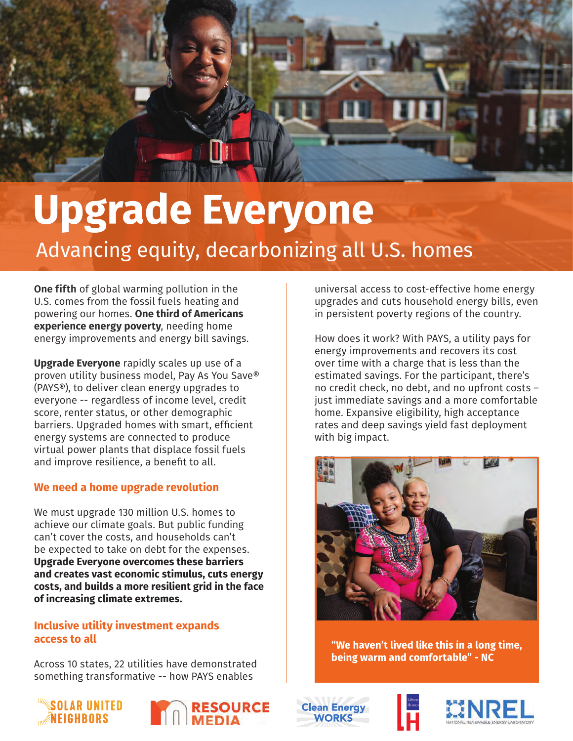# Upgrade Everyone

## Advancing equity, decarbonizing all U.S. homes

**One fifth** of global warming pollution in the U.S. comes from the fossil fuels heating and powering our homes. **One third of Americans experience energy poverty**, needing home energy improvements and energy bill savings.

**Upgrade Everyone** rapidly scales up use of a proven utility business model, Pay As You Save® (PAYS®), to deliver clean energy upgrades to everyone -- regardless of income level, credit score, renter status, or other demographic barriers. Upgraded homes with smart, efficient energy systems are connected to produce virtual power plants that displace fossil fuels and improve resilience, a benefit to all.

### We need a home upgrade revolution

We must upgrade 130 million U.S. homes to achieve our climate goals. But public funding can't cover the costs, and households can't be expected to take on debt for the expenses. **Upgrade Everyone overcomes these barriers and creates vast economic stimulus, cuts energy costs, and builds a more resilient grid in the face of increasing climate extremes.**

### Inclusive utility investment expands access to all

Across 10 states, 22 utilities have demonstrated something transformative -- how PAYS enables universal access to cost-effective home energy upgrades and cuts household energy bills, even in persistent poverty regions of the country.

How does it work? With PAYS, a utility pays for energy improvements and recovers its cost over time with a charge that is less than the estimated savings. For the participant, there's no credit check, no debt, and no upfront costs – just immediate savings and a more comfortable home. Expansive eligibility, high acceptance rates and deep savings yield fast deployment with big impact.

**"We haven't lived like this in a long time, being warm and comfortable" - NC**

SOLAR UNITED NEIGHBORS | RESOURCE MEDIA | Clean Energy WORKS | Liberty Homes | NREL NATIONAL RENEWABLE ENERGY LABORATORY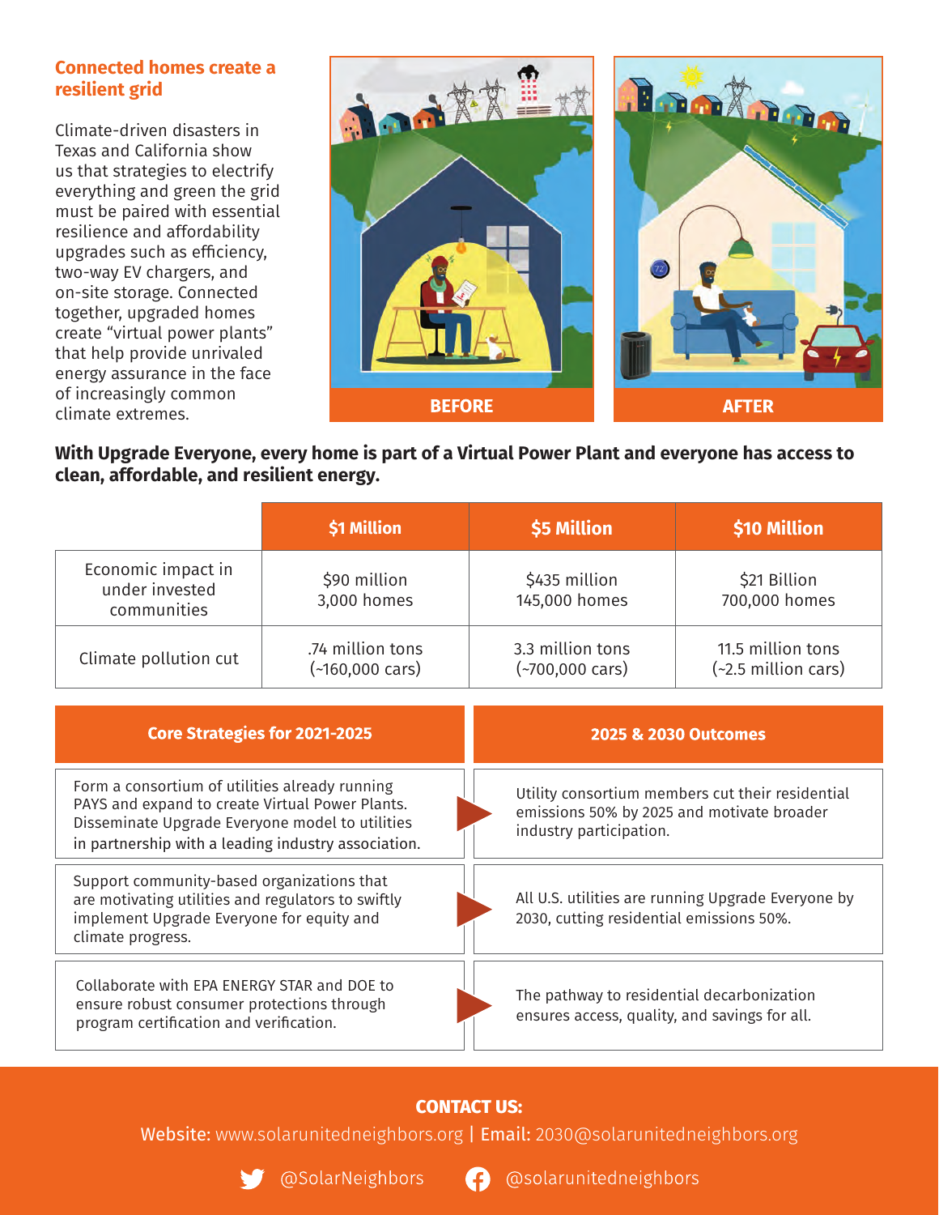## Connected homes create a resilient grid

Climate-driven disasters in Texas and California show us that strategies to electrify everything and green the grid must be paired with essential resilience and affordability upgrades such as efficiency, two-way EV chargers, and on-site storage. Connected together, upgraded homes create "virtual power plants" that help provide unrivaled energy assurance in the face of increasingly common climate extremes.

BEFORE

AFTER

**With Upgrade Everyone, every home is part of a Virtual Power Plant and everyone has access to clean, affordable, and resilient energy.**

| | $1 Million | $5 Million | $10 Million |
|---|---|---|---|
| Economic impact in under invested communities | $90 million 3,000 homes | $435 million 145,000 homes | $21 Billion 700,000 homes |
| Climate pollution cut | .74 million tons (~160,000 cars) | 3.3 million tons (~700,000 cars) | 11.5 million tons (~2.5 million cars) |

| Core Strategies for 2021-2025 | 2025 & 2030 Outcomes |
|---|---|
| Form a consortium of utilities already running PAYS and expand to create Virtual Power Plants. Disseminate Upgrade Everyone model to utilities in partnership with a leading industry association. | Utility consortium members cut their residential emissions 50% by 2025 and motivate broader industry participation. |
| Support community-based organizations that are motivating utilities and regulators to swiftly implement Upgrade Everyone for equity and climate progress. | All U.S. utilities are running Upgrade Everyone by 2030, cutting residential emissions 50%. |
| Collaborate with EPA ENERGY STAR and DOE to ensure robust consumer protections through program certification and verification. | The pathway to residential decarbonization ensures access, quality, and savings for all. |

**CONTACT US:**

**Website:** www.solarunitedneighbors.org | **Email:** 2030@solarunitedneighbors.org

@SolarNeighbors @solarunitedneighbors